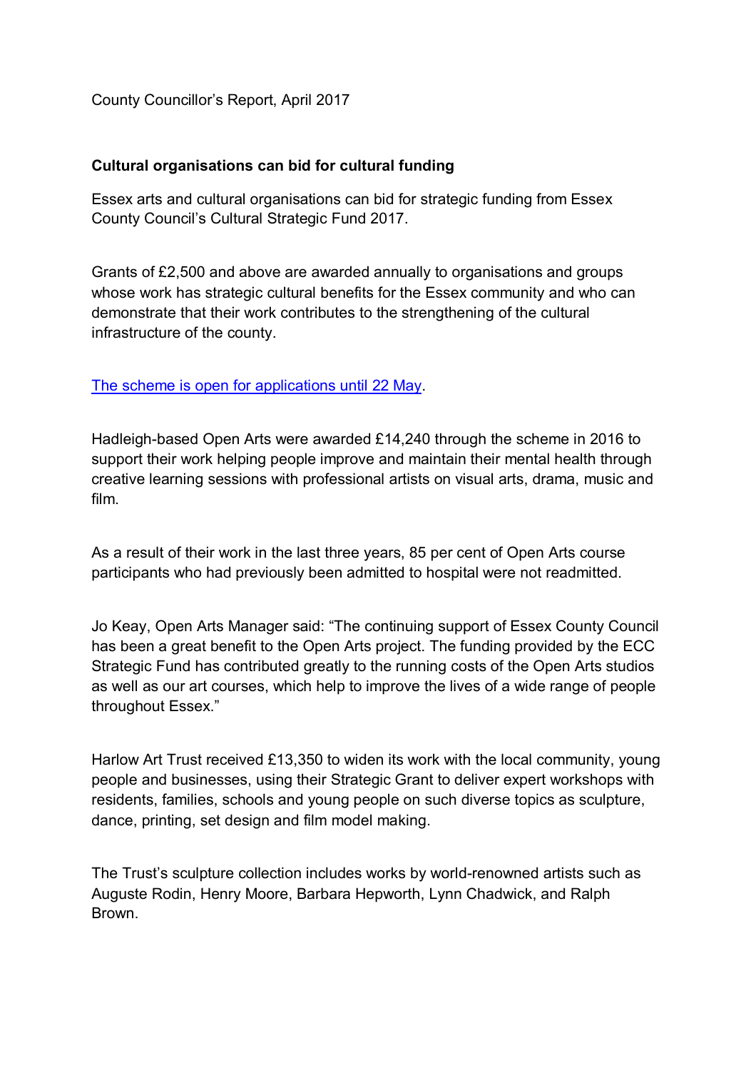County Councillor's Report, April 2017

**Cultural organisations can bid for cultural funding**

Essex arts and cultural organisations can bid for strategic funding from Essex County Council's Cultural Strategic Fund 2017.

Grants of £2,500 and above are awarded annually to organisations and groups whose work has strategic cultural benefits for the Essex community and who can demonstrate that their work contributes to the strengthening of the cultural infrastructure of the county.

The scheme is open for applications until 22 May.

Hadleigh-based Open Arts were awarded £14,240 through the scheme in 2016 to support their work helping people improve and maintain their mental health through creative learning sessions with professional artists on visual arts, drama, music and film.

As a result of their work in the last three years, 85 per cent of Open Arts course participants who had previously been admitted to hospital were not readmitted.

Jo Keay, Open Arts Manager said: "The continuing support of Essex County Council has been a great benefit to the Open Arts project. The funding provided by the ECC Strategic Fund has contributed greatly to the running costs of the Open Arts studios as well as our art courses, which help to improve the lives of a wide range of people throughout Essex."

Harlow Art Trust received £13,350 to widen its work with the local community, young people and businesses, using their Strategic Grant to deliver expert workshops with residents, families, schools and young people on such diverse topics as sculpture, dance, printing, set design and film model making.

The Trust's sculpture collection includes works by world-renowned artists such as Auguste Rodin, Henry Moore, Barbara Hepworth, Lynn Chadwick, and Ralph Brown.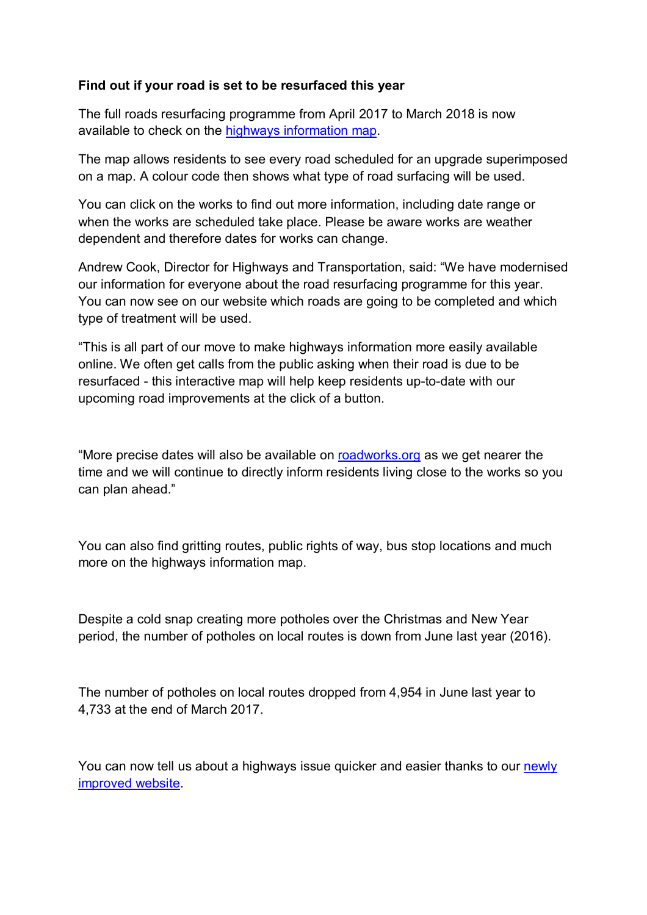**Find out if your road is set to be resurfaced this year**

The full roads resurfacing programme from April 2017 to March 2018 is now available to check on the highways information map.

The map allows residents to see every road scheduled for an upgrade superimposed on a map. A colour code then shows what type of road surfacing will be used.

You can click on the works to find out more information, including date range or when the works are scheduled take place. Please be aware works are weather dependent and therefore dates for works can change.

Andrew Cook, Director for Highways and Transportation, said: "We have modernised our information for everyone about the road resurfacing programme for this year. You can now see on our website which roads are going to be completed and which type of treatment will be used.

"This is all part of our move to make highways information more easily available online. We often get calls from the public asking when their road is due to be resurfaced - this interactive map will help keep residents up-to-date with our upcoming road improvements at the click of a button.

"More precise dates will also be available on roadworks.org as we get nearer the time and we will continue to directly inform residents living close to the works so you can plan ahead."

You can also find gritting routes, public rights of way, bus stop locations and much more on the highways information map.

Despite a cold snap creating more potholes over the Christmas and New Year period, the number of potholes on local routes is down from June last year (2016).

The number of potholes on local routes dropped from 4,954 in June last year to 4,733 at the end of March 2017.

You can now tell us about a highways issue quicker and easier thanks to our newly improved website.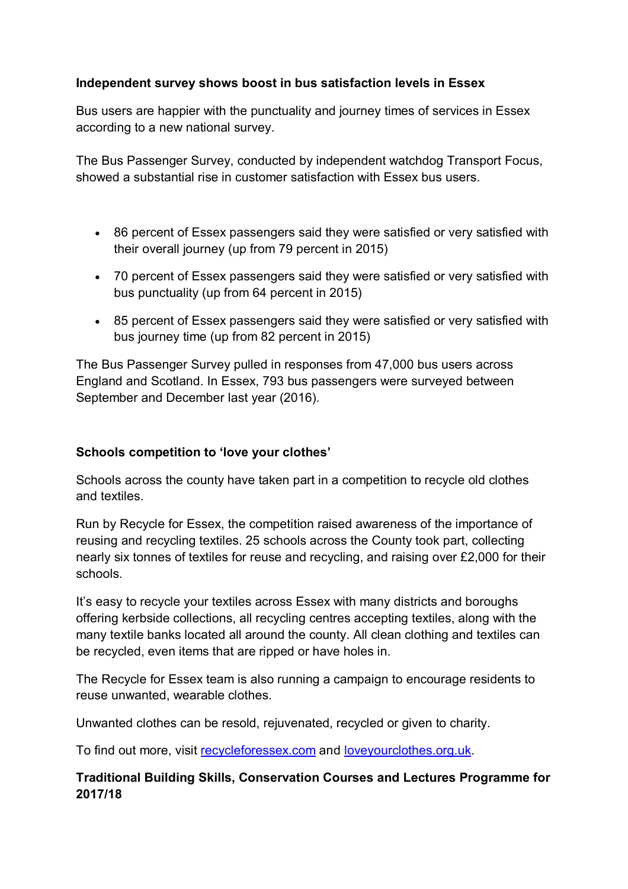**Independent survey shows boost in bus satisfaction levels in Essex**

Bus users are happier with the punctuality and journey times of services in Essex according to a new national survey.

The Bus Passenger Survey, conducted by independent watchdog Transport Focus, showed a substantial rise in customer satisfaction with Essex bus users.

- 86 percent of Essex passengers said they were satisfied or very satisfied with their overall journey (up from 79 percent in 2015)
- 70 percent of Essex passengers said they were satisfied or very satisfied with bus punctuality (up from 64 percent in 2015)
- 85 percent of Essex passengers said they were satisfied or very satisfied with bus journey time (up from 82 percent in 2015)

The Bus Passenger Survey pulled in responses from 47,000 bus users across England and Scotland. In Essex, 793 bus passengers were surveyed between September and December last year (2016).

**Schools competition to 'love your clothes'**

Schools across the county have taken part in a competition to recycle old clothes and textiles.

Run by Recycle for Essex, the competition raised awareness of the importance of reusing and recycling textiles. 25 schools across the County took part, collecting nearly six tonnes of textiles for reuse and recycling, and raising over £2,000 for their schools.

It's easy to recycle your textiles across Essex with many districts and boroughs offering kerbside collections, all recycling centres accepting textiles, along with the many textile banks located all around the county. All clean clothing and textiles can be recycled, even items that are ripped or have holes in.

The Recycle for Essex team is also running a campaign to encourage residents to reuse unwanted, wearable clothes.

Unwanted clothes can be resold, rejuvenated, recycled or given to charity.

To find out more, visit recycleforessex.com and loveyourclothes.org.uk.

**Traditional Building Skills, Conservation Courses and Lectures Programme for 2017/18**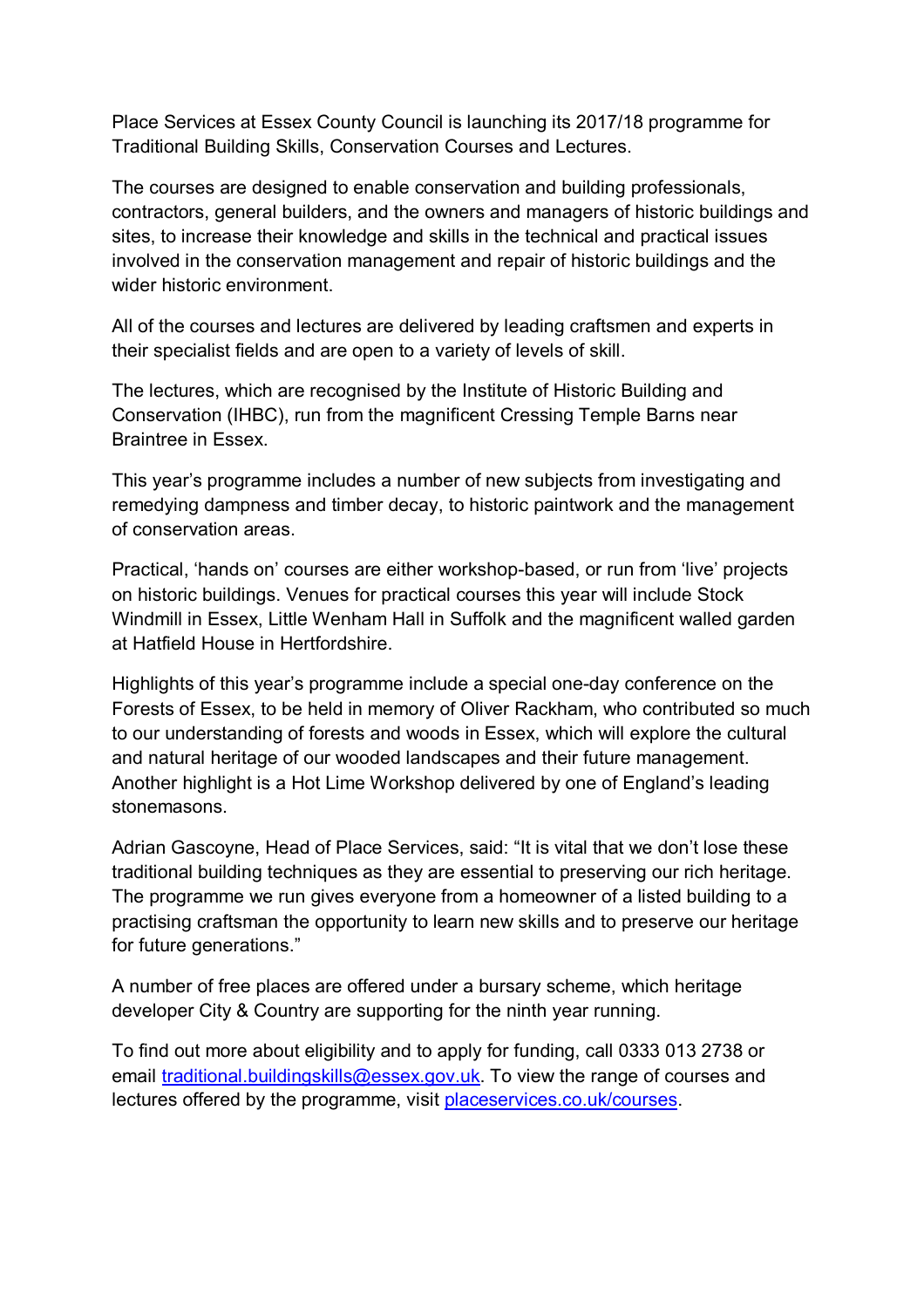Place Services at Essex County Council is launching its 2017/18 programme for Traditional Building Skills, Conservation Courses and Lectures.

The courses are designed to enable conservation and building professionals, contractors, general builders, and the owners and managers of historic buildings and sites, to increase their knowledge and skills in the technical and practical issues involved in the conservation management and repair of historic buildings and the wider historic environment.

All of the courses and lectures are delivered by leading craftsmen and experts in their specialist fields and are open to a variety of levels of skill.

The lectures, which are recognised by the Institute of Historic Building and Conservation (IHBC), run from the magnificent Cressing Temple Barns near Braintree in Essex.

This year's programme includes a number of new subjects from investigating and remedying dampness and timber decay, to historic paintwork and the management of conservation areas.

Practical, 'hands on' courses are either workshop-based, or run from 'live' projects on historic buildings. Venues for practical courses this year will include Stock Windmill in Essex, Little Wenham Hall in Suffolk and the magnificent walled garden at Hatfield House in Hertfordshire.

Highlights of this year's programme include a special one-day conference on the Forests of Essex, to be held in memory of Oliver Rackham, who contributed so much to our understanding of forests and woods in Essex, which will explore the cultural and natural heritage of our wooded landscapes and their future management. Another highlight is a Hot Lime Workshop delivered by one of England's leading stonemasons.

Adrian Gascoyne, Head of Place Services, said: "It is vital that we don't lose these traditional building techniques as they are essential to preserving our rich heritage. The programme we run gives everyone from a homeowner of a listed building to a practising craftsman the opportunity to learn new skills and to preserve our heritage for future generations."

A number of free places are offered under a bursary scheme, which heritage developer City & Country are supporting for the ninth year running.

To find out more about eligibility and to apply for funding, call 0333 013 2738 or email [traditional.buildingskills@essex.gov.uk](mailto:traditional.buildingskills@essex.gov.uk). To view the range of courses and lectures offered by the programme, visit [placeservices.co.uk/courses](placeservices.co.uk/courses).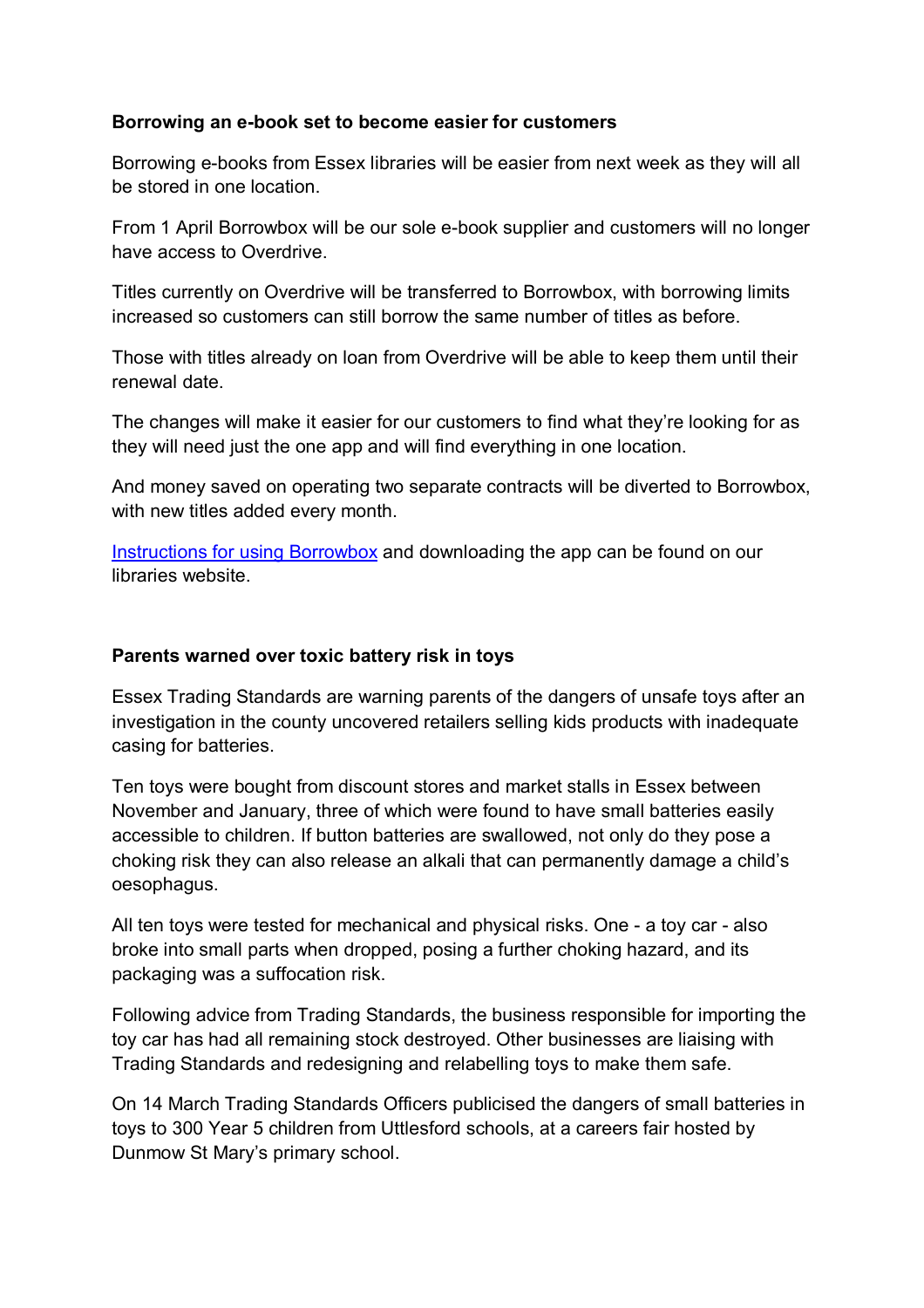**Borrowing an e-book set to become easier for customers**

Borrowing e-books from Essex libraries will be easier from next week as they will all be stored in one location.

From 1 April Borrowbox will be our sole e-book supplier and customers will no longer have access to Overdrive.

Titles currently on Overdrive will be transferred to Borrowbox, with borrowing limits increased so customers can still borrow the same number of titles as before.

Those with titles already on loan from Overdrive will be able to keep them until their renewal date.

The changes will make it easier for our customers to find what they're looking for as they will need just the one app and will find everything in one location.

And money saved on operating two separate contracts will be diverted to Borrowbox, with new titles added every month.

Instructions for using Borrowbox and downloading the app can be found on our libraries website.

**Parents warned over toxic battery risk in toys**

Essex Trading Standards are warning parents of the dangers of unsafe toys after an investigation in the county uncovered retailers selling kids products with inadequate casing for batteries.

Ten toys were bought from discount stores and market stalls in Essex between November and January, three of which were found to have small batteries easily accessible to children. If button batteries are swallowed, not only do they pose a choking risk they can also release an alkali that can permanently damage a child's oesophagus.

All ten toys were tested for mechanical and physical risks. One - a toy car - also broke into small parts when dropped, posing a further choking hazard, and its packaging was a suffocation risk.

Following advice from Trading Standards, the business responsible for importing the toy car has had all remaining stock destroyed. Other businesses are liaising with Trading Standards and redesigning and relabelling toys to make them safe.

On 14 March Trading Standards Officers publicised the dangers of small batteries in toys to 300 Year 5 children from Uttlesford schools, at a careers fair hosted by Dunmow St Mary's primary school.